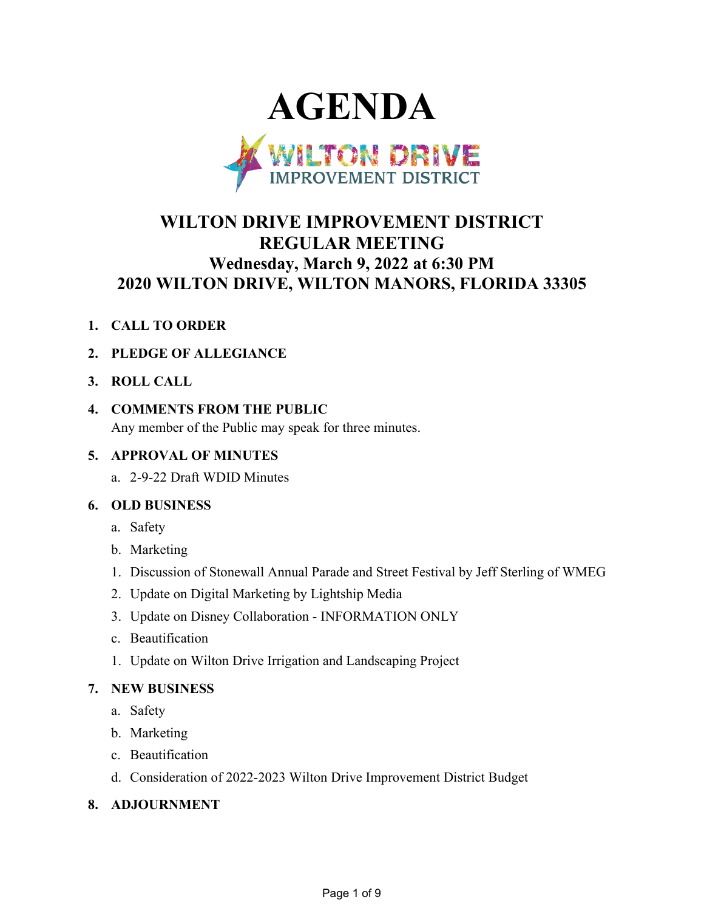# AGENDA

WILTON DRIVE IMPROVEMENT DISTRICT

## WILTON DRIVE IMPROVEMENT DISTRICT
## REGULAR MEETING
### Wednesday, March 9, 2022 at 6:30 PM
### 2020 WILTON DRIVE, WILTON MANORS, FLORIDA 33305

1. **CALL TO ORDER**
2. **PLEDGE OF ALLEGIANCE**
3. **ROLL CALL**
4. **COMMENTS FROM THE PUBLIC**
   Any member of the Public may speak for three minutes.
5. **APPROVAL OF MINUTES**
   a. 2-9-22 Draft WDID Minutes
6. **OLD BUSINESS**
   a. Safety
   b. Marketing
   1. Discussion of Stonewall Annual Parade and Street Festival by Jeff Sterling of WMEG
   2. Update on Digital Marketing by Lightship Media
   3. Update on Disney Collaboration - INFORMATION ONLY
   c. Beautification
   1. Update on Wilton Drive Irrigation and Landscaping Project
7. **NEW BUSINESS**
   a. Safety
   b. Marketing
   c. Beautification
   d. Consideration of 2022-2023 Wilton Drive Improvement District Budget
8. **ADJOURNMENT**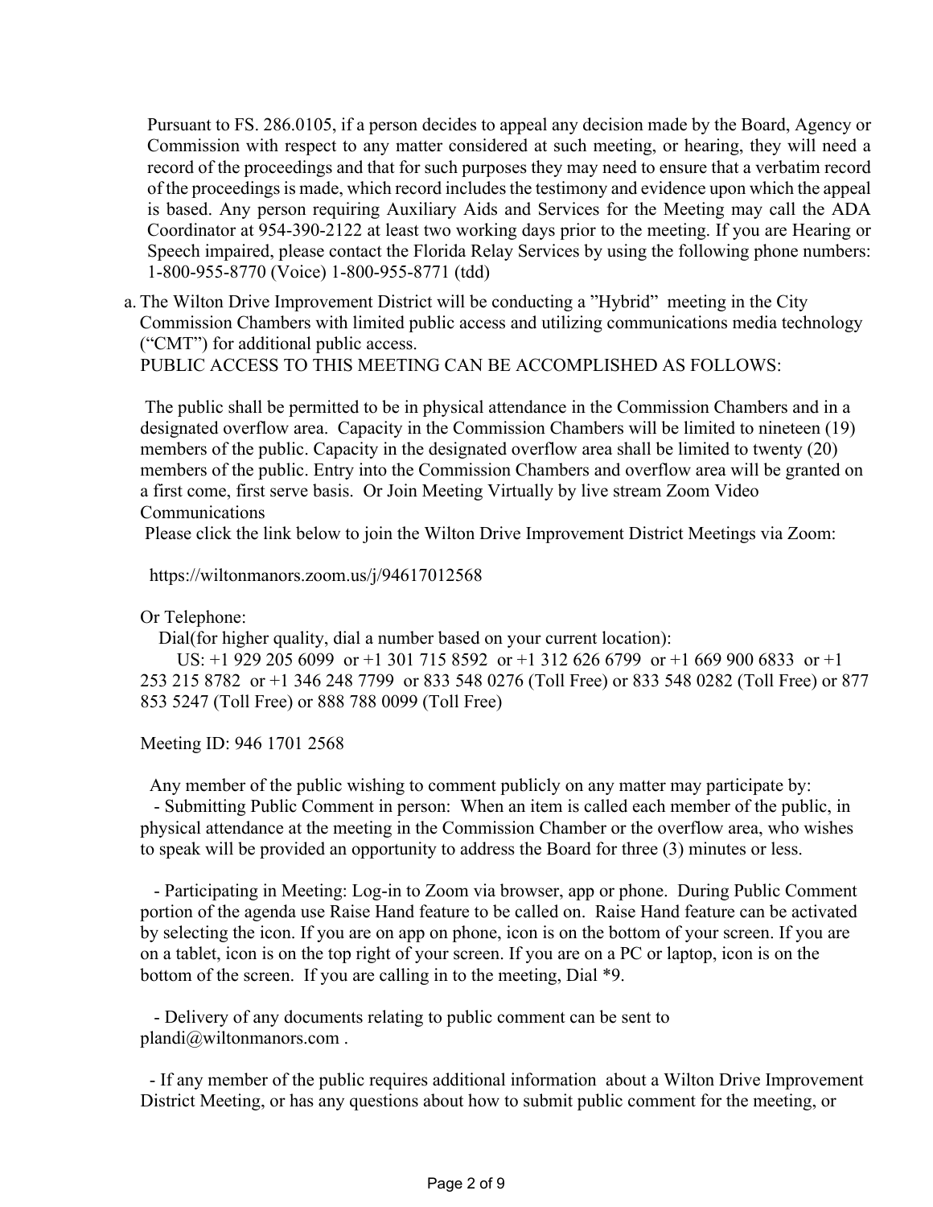Pursuant to FS. 286.0105, if a person decides to appeal any decision made by the Board, Agency or Commission with respect to any matter considered at such meeting, or hearing, they will need a record of the proceedings and that for such purposes they may need to ensure that a verbatim record of the proceedings is made, which record includes the testimony and evidence upon which the appeal is based. Any person requiring Auxiliary Aids and Services for the Meeting may call the ADA Coordinator at 954-390-2122 at least two working days prior to the meeting. If you are Hearing or Speech impaired, please contact the Florida Relay Services by using the following phone numbers: 1-800-955-8770 (Voice) 1-800-955-8771 (tdd)

a. The Wilton Drive Improvement District will be conducting a "Hybrid" meeting in the City Commission Chambers with limited public access and utilizing communications media technology ("CMT") for additional public access.
PUBLIC ACCESS TO THIS MEETING CAN BE ACCOMPLISHED AS FOLLOWS:

The public shall be permitted to be in physical attendance in the Commission Chambers and in a designated overflow area. Capacity in the Commission Chambers will be limited to nineteen (19) members of the public. Capacity in the designated overflow area shall be limited to twenty (20) members of the public. Entry into the Commission Chambers and overflow area will be granted on a first come, first serve basis. Or Join Meeting Virtually by live stream Zoom Video Communications
Please click the link below to join the Wilton Drive Improvement District Meetings via Zoom:

https://wiltonmanors.zoom.us/j/94617012568

Or Telephone:
Dial(for higher quality, dial a number based on your current location):
US: +1 929 205 6099 or +1 301 715 8592 or +1 312 626 6799 or +1 669 900 6833 or +1 253 215 8782 or +1 346 248 7799 or 833 548 0276 (Toll Free) or 833 548 0282 (Toll Free) or 877 853 5247 (Toll Free) or 888 788 0099 (Toll Free)

Meeting ID: 946 1701 2568

Any member of the public wishing to comment publicly on any matter may participate by:
- Submitting Public Comment in person: When an item is called each member of the public, in physical attendance at the meeting in the Commission Chamber or the overflow area, who wishes to speak will be provided an opportunity to address the Board for three (3) minutes or less.

- Participating in Meeting: Log-in to Zoom via browser, app or phone. During Public Comment portion of the agenda use Raise Hand feature to be called on. Raise Hand feature can be activated by selecting the icon. If you are on app on phone, icon is on the bottom of your screen. If you are on a tablet, icon is on the top right of your screen. If you are on a PC or laptop, icon is on the bottom of the screen. If you are calling in to the meeting, Dial *9.

- Delivery of any documents relating to public comment can be sent to plandi@wiltonmanors.com .

- If any member of the public requires additional information about a Wilton Drive Improvement District Meeting, or has any questions about how to submit public comment for the meeting, or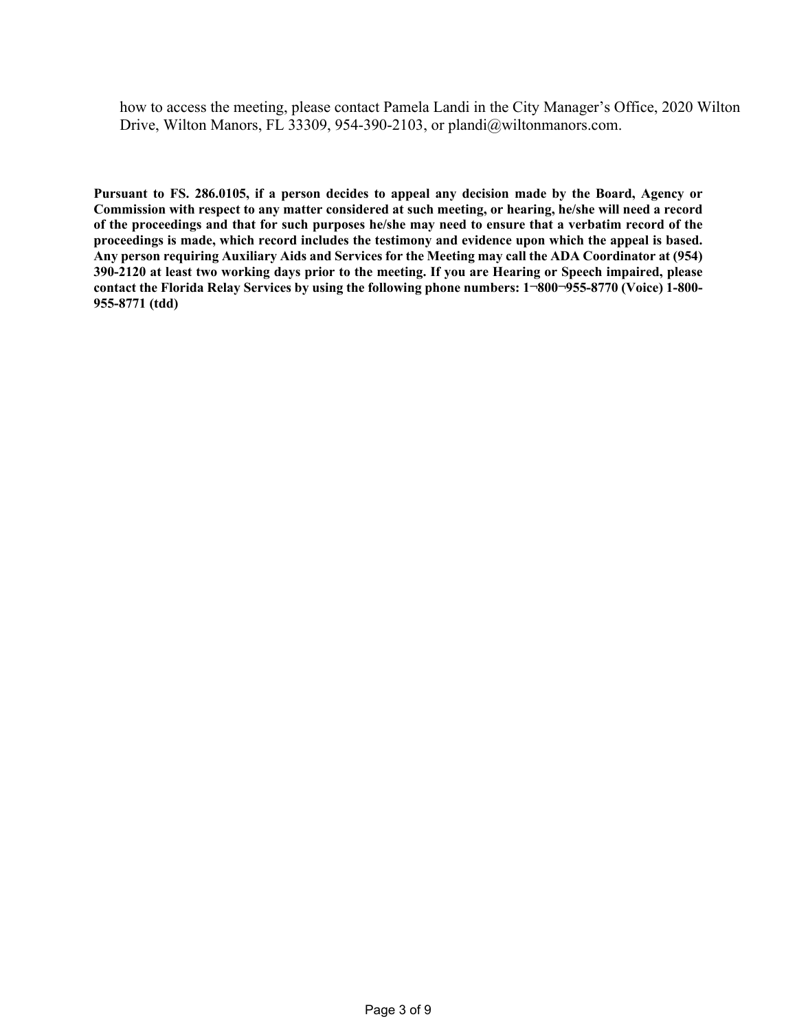how to access the meeting, please contact Pamela Landi in the City Manager's Office, 2020 Wilton Drive, Wilton Manors, FL 33309, 954-390-2103, or plandi@wiltonmanors.com.

**Pursuant to FS. 286.0105, if a person decides to appeal any decision made by the Board, Agency or Commission with respect to any matter considered at such meeting, or hearing, he/she will need a record of the proceedings and that for such purposes he/she may need to ensure that a verbatim record of the proceedings is made, which record includes the testimony and evidence upon which the appeal is based. Any person requiring Auxiliary Aids and Services for the Meeting may call the ADA Coordinator at (954) 390-2120 at least two working days prior to the meeting. If you are Hearing or Speech impaired, please contact the Florida Relay Services by using the following phone numbers: 1¬800¬955-8770 (Voice) 1-800-955-8771 (tdd)**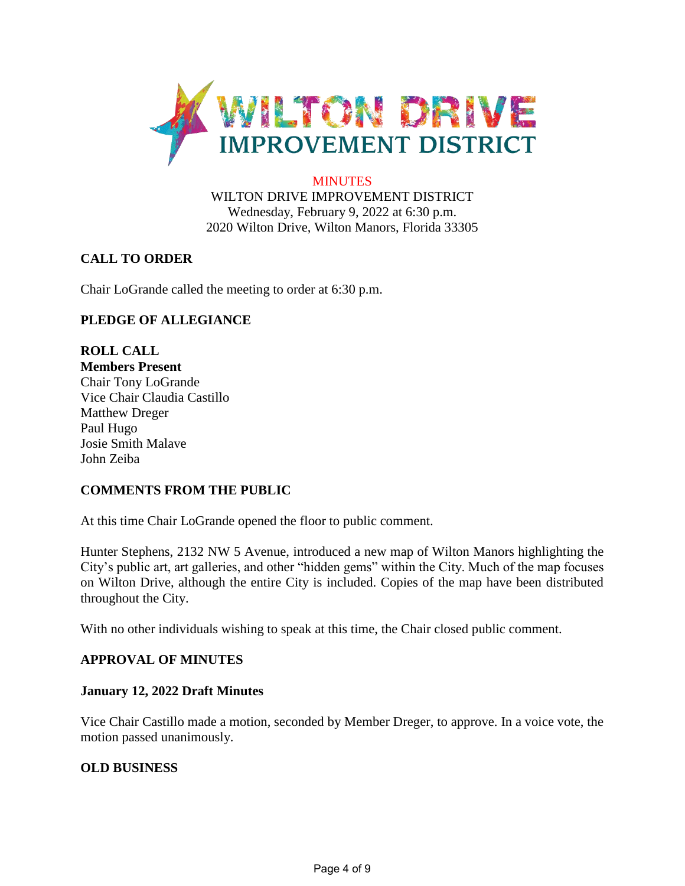# WILTON DRIVE IMPROVEMENT DISTRICT

MINUTES
WILTON DRIVE IMPROVEMENT DISTRICT
Wednesday, February 9, 2022 at 6:30 p.m.
2020 Wilton Drive, Wilton Manors, Florida 33305

## CALL TO ORDER

Chair LoGrande called the meeting to order at 6:30 p.m.

## PLEDGE OF ALLEGIANCE

## ROLL CALL

**Members Present**
Chair Tony LoGrande
Vice Chair Claudia Castillo
Matthew Dreger
Paul Hugo
Josie Smith Malave
John Zeiba

## COMMENTS FROM THE PUBLIC

At this time Chair LoGrande opened the floor to public comment.

Hunter Stephens, 2132 NW 5 Avenue, introduced a new map of Wilton Manors highlighting the City's public art, art galleries, and other "hidden gems" within the City. Much of the map focuses on Wilton Drive, although the entire City is included. Copies of the map have been distributed throughout the City.

With no other individuals wishing to speak at this time, the Chair closed public comment.

## APPROVAL OF MINUTES

### January 12, 2022 Draft Minutes

Vice Chair Castillo made a motion, seconded by Member Dreger, to approve. In a voice vote, the motion passed unanimously.

## OLD BUSINESS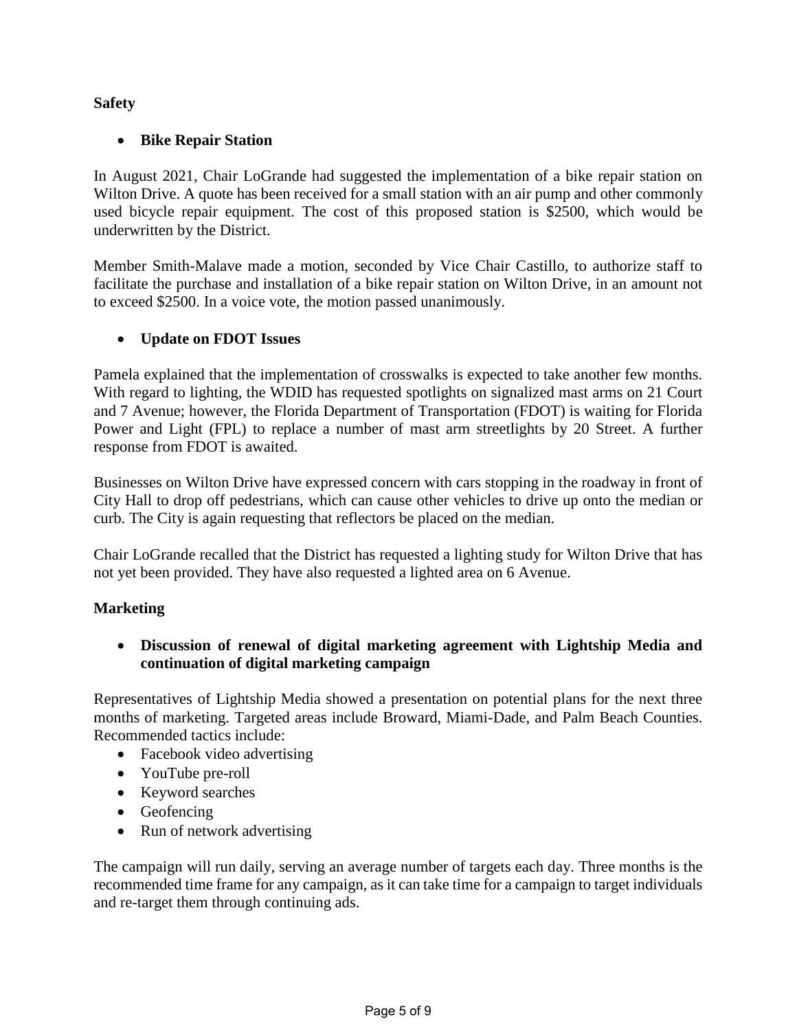**Safety**

- **Bike Repair Station**

In August 2021, Chair LoGrande had suggested the implementation of a bike repair station on Wilton Drive. A quote has been received for a small station with an air pump and other commonly used bicycle repair equipment. The cost of this proposed station is $2500, which would be underwritten by the District.

Member Smith-Malave made a motion, seconded by Vice Chair Castillo, to authorize staff to facilitate the purchase and installation of a bike repair station on Wilton Drive, in an amount not to exceed $2500. In a voice vote, the motion passed unanimously.

- **Update on FDOT Issues**

Pamela explained that the implementation of crosswalks is expected to take another few months. With regard to lighting, the WDID has requested spotlights on signalized mast arms on 21 Court and 7 Avenue; however, the Florida Department of Transportation (FDOT) is waiting for Florida Power and Light (FPL) to replace a number of mast arm streetlights by 20 Street. A further response from FDOT is awaited.

Businesses on Wilton Drive have expressed concern with cars stopping in the roadway in front of City Hall to drop off pedestrians, which can cause other vehicles to drive up onto the median or curb. The City is again requesting that reflectors be placed on the median.

Chair LoGrande recalled that the District has requested a lighting study for Wilton Drive that has not yet been provided. They have also requested a lighted area on 6 Avenue.

**Marketing**

- **Discussion of renewal of digital marketing agreement with Lightship Media and continuation of digital marketing campaign**

Representatives of Lightship Media showed a presentation on potential plans for the next three months of marketing. Targeted areas include Broward, Miami-Dade, and Palm Beach Counties. Recommended tactics include:

- Facebook video advertising
- YouTube pre-roll
- Keyword searches
- Geofencing
- Run of network advertising

The campaign will run daily, serving an average number of targets each day. Three months is the recommended time frame for any campaign, as it can take time for a campaign to target individuals and re-target them through continuing ads.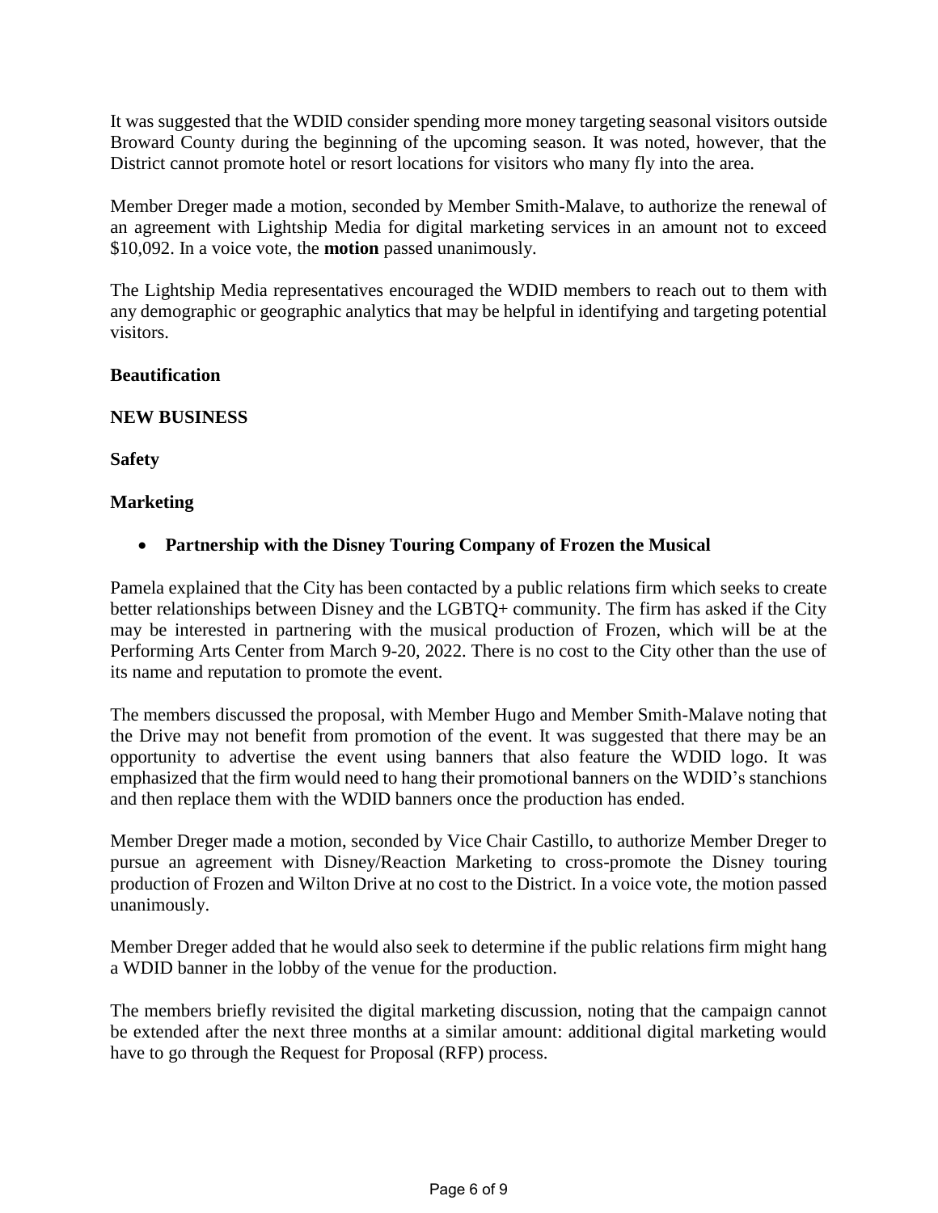It was suggested that the WDID consider spending more money targeting seasonal visitors outside Broward County during the beginning of the upcoming season. It was noted, however, that the District cannot promote hotel or resort locations for visitors who many fly into the area.

Member Dreger made a motion, seconded by Member Smith-Malave, to authorize the renewal of an agreement with Lightship Media for digital marketing services in an amount not to exceed \$10,092. In a voice vote, the **motion** passed unanimously.

The Lightship Media representatives encouraged the WDID members to reach out to them with any demographic or geographic analytics that may be helpful in identifying and targeting potential visitors.

**Beautification**

**NEW BUSINESS**

**Safety**

**Marketing**

- **Partnership with the Disney Touring Company of Frozen the Musical**

Pamela explained that the City has been contacted by a public relations firm which seeks to create better relationships between Disney and the LGBTQ+ community. The firm has asked if the City may be interested in partnering with the musical production of Frozen, which will be at the Performing Arts Center from March 9-20, 2022. There is no cost to the City other than the use of its name and reputation to promote the event.

The members discussed the proposal, with Member Hugo and Member Smith-Malave noting that the Drive may not benefit from promotion of the event. It was suggested that there may be an opportunity to advertise the event using banners that also feature the WDID logo. It was emphasized that the firm would need to hang their promotional banners on the WDID's stanchions and then replace them with the WDID banners once the production has ended.

Member Dreger made a motion, seconded by Vice Chair Castillo, to authorize Member Dreger to pursue an agreement with Disney/Reaction Marketing to cross-promote the Disney touring production of Frozen and Wilton Drive at no cost to the District. In a voice vote, the motion passed unanimously.

Member Dreger added that he would also seek to determine if the public relations firm might hang a WDID banner in the lobby of the venue for the production.

The members briefly revisited the digital marketing discussion, noting that the campaign cannot be extended after the next three months at a similar amount: additional digital marketing would have to go through the Request for Proposal (RFP) process.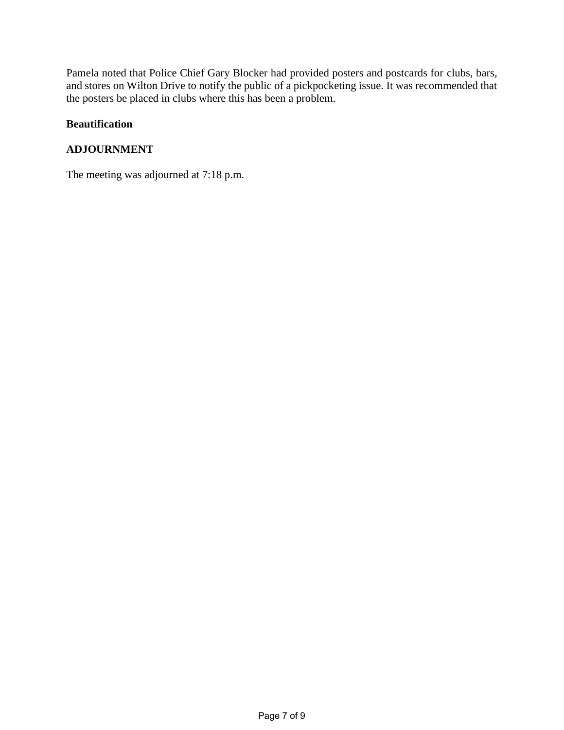Pamela noted that Police Chief Gary Blocker had provided posters and postcards for clubs, bars, and stores on Wilton Drive to notify the public of a pickpocketing issue. It was recommended that the posters be placed in clubs where this has been a problem.

**Beautification**

**ADJOURNMENT**

The meeting was adjourned at 7:18 p.m.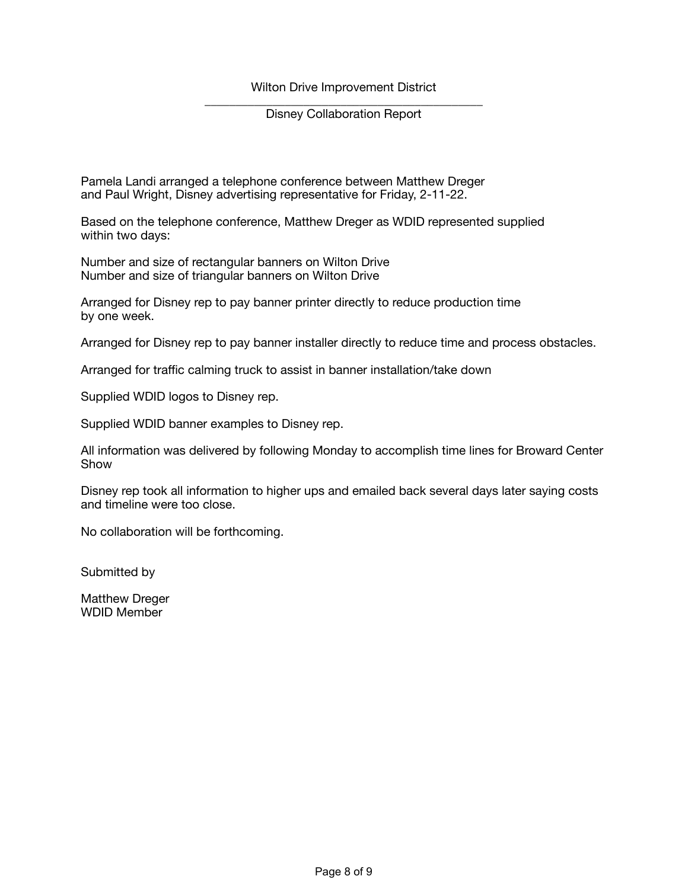Wilton Drive Improvement District

---

Disney Collaboration Report

Pamela Landi arranged a telephone conference between Matthew Dreger and Paul Wright, Disney advertising representative for Friday, 2-11-22.

Based on the telephone conference, Matthew Dreger as WDID represented supplied within two days:

Number and size of rectangular banners on Wilton Drive
Number and size of triangular banners on Wilton Drive

Arranged for Disney rep to pay banner printer directly to reduce production time by one week.

Arranged for Disney rep to pay banner installer directly to reduce time and process obstacles.

Arranged for traffic calming truck to assist in banner installation/take down

Supplied WDID logos to Disney rep.

Supplied WDID banner examples to Disney rep.

All information was delivered by following Monday to accomplish time lines for Broward Center Show

Disney rep took all information to higher ups and emailed back several days later saying costs and timeline were too close.

No collaboration will be forthcoming.

Submitted by

Matthew Dreger
WDID Member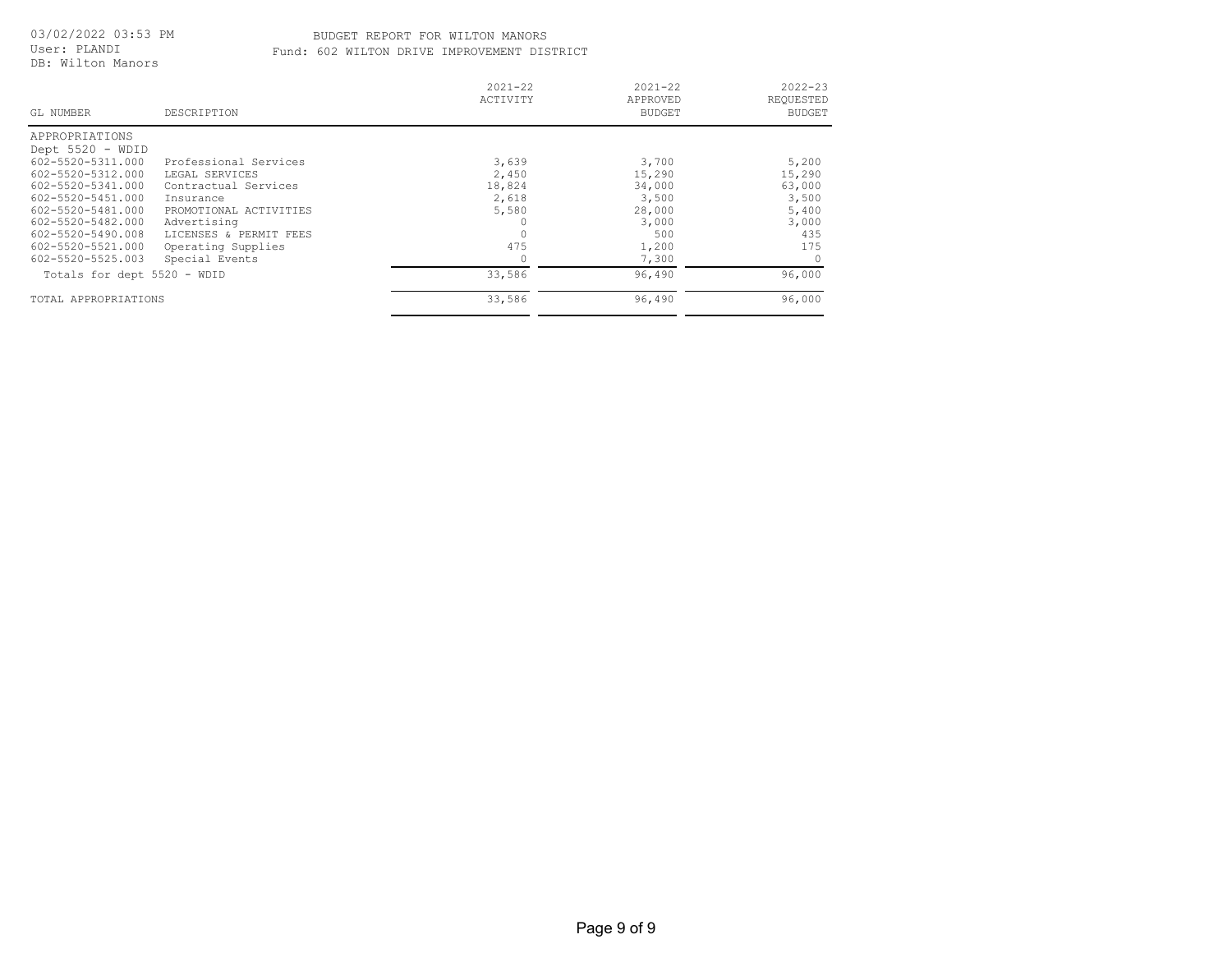03/02/2022 03:53 PM
User: PLANDI
DB: Wilton Manors

# BUDGET REPORT FOR WILTON MANORS

## Fund: 602 WILTON DRIVE IMPROVEMENT DISTRICT

| GL NUMBER | DESCRIPTION | 2021-22 ACTIVITY | 2021-22 APPROVED BUDGET | 2022-23 REQUESTED BUDGET |
|---|---|---|---|---|
| APPROPRIATIONS | | | | |
| Dept 5520 - WDID | | | | |
| 602-5520-5311.000 | Professional Services | 3,639 | 3,700 | 5,200 |
| 602-5520-5312.000 | LEGAL SERVICES | 2,450 | 15,290 | 15,290 |
| 602-5520-5341.000 | Contractual Services | 18,824 | 34,000 | 63,000 |
| 602-5520-5451.000 | Insurance | 2,618 | 3,500 | 3,500 |
| 602-5520-5481.000 | PROMOTIONAL ACTIVITIES | 5,580 | 28,000 | 5,400 |
| 602-5520-5482.000 | Advertising | 0 | 3,000 | 3,000 |
| 602-5520-5490.008 | LICENSES & PERMIT FEES | 0 | 500 | 435 |
| 602-5520-5521.000 | Operating Supplies | 475 | 1,200 | 175 |
| 602-5520-5525.003 | Special Events | 0 | 7,300 | 0 |
| Totals for dept 5520 - WDID | | 33,586 | 96,490 | 96,000 |
| TOTAL APPROPRIATIONS | | 33,586 | 96,490 | 96,000 |